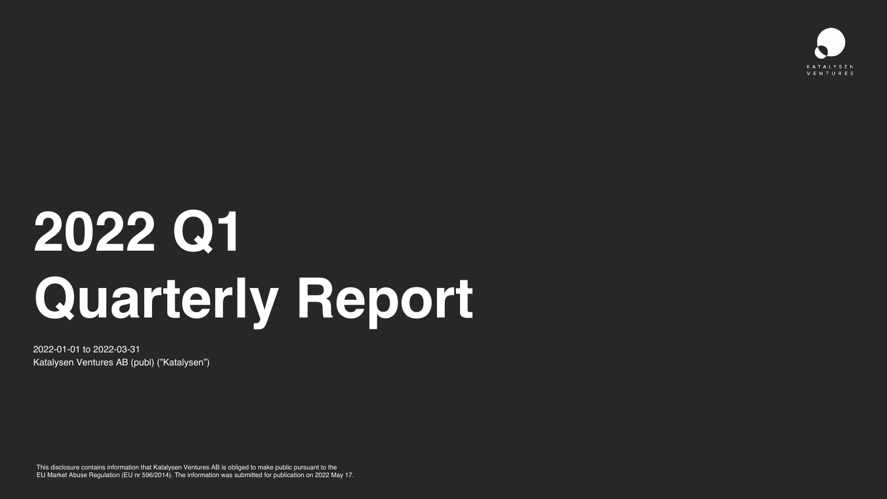KATALYSEN VENTURES

# 2022 Q1 Quarterly Report

2022-01-01 to 2022-03-31
Katalysen Ventures AB (publ) (”Katalysen”)

This disclosure contains information that Katalysen Ventures AB is obliged to make public pursuant to the EU Market Abuse Regulation (EU nr 596/2014). The information was submitted for publication on 2022 May 17.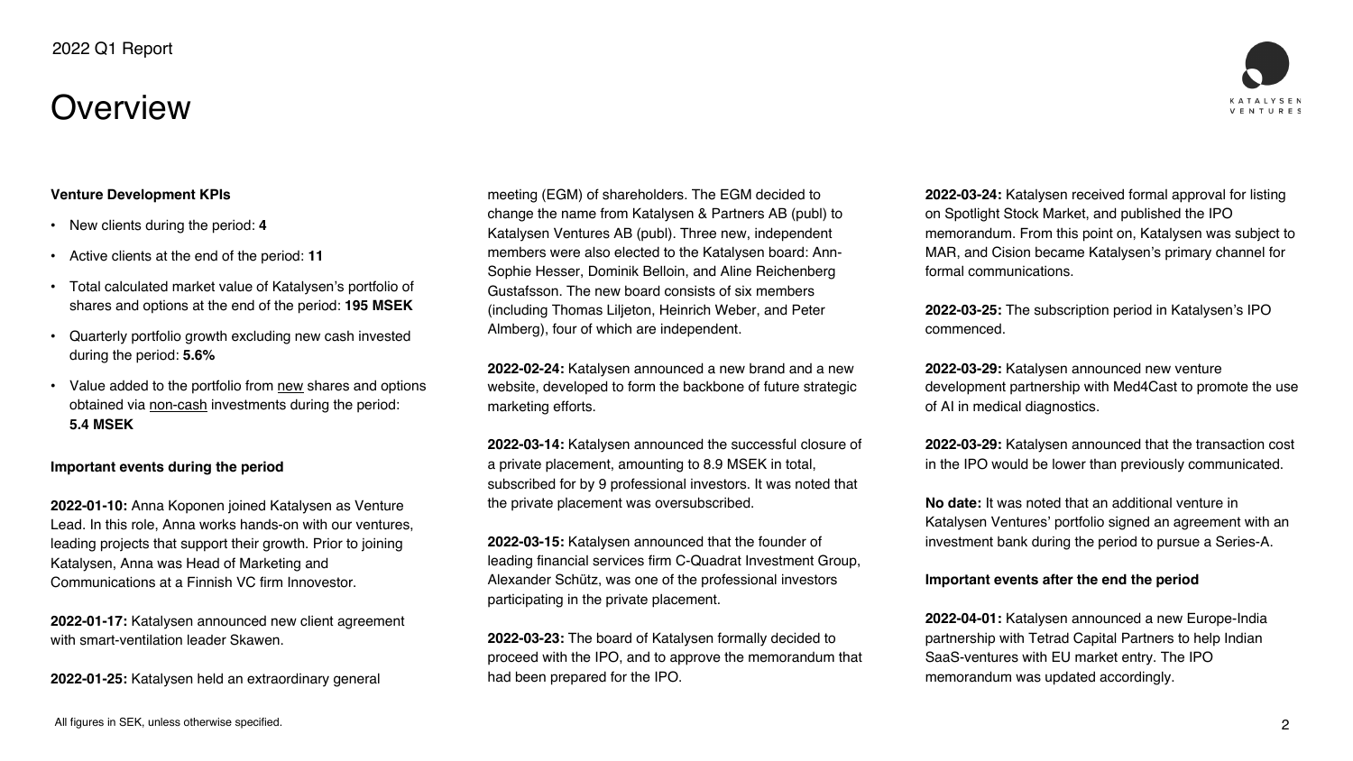# Overview

**Venture Development KPIs**

- New clients during the period: **4**
- Active clients at the end of the period: **11**
- Total calculated market value of Katalysen's portfolio of shares and options at the end of the period: **195 MSEK**
- Quarterly portfolio growth excluding new cash invested during the period: **5.6%**
- Value added to the portfolio from new shares and options obtained via non-cash investments during the period: **5.4 MSEK**

**Important events during the period**

**2022-01-10:** Anna Koponen joined Katalysen as Venture Lead. In this role, Anna works hands-on with our ventures, leading projects that support their growth. Prior to joining Katalysen, Anna was Head of Marketing and Communications at a Finnish VC firm Innovestor.

**2022-01-17:** Katalysen announced new client agreement with smart-ventilation leader Skawen.

**2022-01-25:** Katalysen held an extraordinary general meeting (EGM) of shareholders. The EGM decided to change the name from Katalysen & Partners AB (publ) to Katalysen Ventures AB (publ). Three new, independent members were also elected to the Katalysen board: Ann-Sophie Hesser, Dominik Belloin, and Aline Reichenberg Gustafsson. The new board consists of six members (including Thomas Liljeton, Heinrich Weber, and Peter Almberg), four of which are independent.

**2022-02-24:** Katalysen announced a new brand and a new website, developed to form the backbone of future strategic marketing efforts.

**2022-03-14:** Katalysen announced the successful closure of a private placement, amounting to 8.9 MSEK in total, subscribed for by 9 professional investors. It was noted that the private placement was oversubscribed.

**2022-03-15:** Katalysen announced that the founder of leading financial services firm C-Quadrat Investment Group, Alexander Schütz, was one of the professional investors participating in the private placement.

**2022-03-23:** The board of Katalysen formally decided to proceed with the IPO, and to approve the memorandum that had been prepared for the IPO.

**2022-03-24:** Katalysen received formal approval for listing on Spotlight Stock Market, and published the IPO memorandum. From this point on, Katalysen was subject to MAR, and Cision became Katalysen's primary channel for formal communications.

**2022-03-25:** The subscription period in Katalysen's IPO commenced.

**2022-03-29:** Katalysen announced new venture development partnership with Med4Cast to promote the use of AI in medical diagnostics.

**2022-03-29:** Katalysen announced that the transaction cost in the IPO would be lower than previously communicated.

**No date:** It was noted that an additional venture in Katalysen Ventures' portfolio signed an agreement with an investment bank during the period to pursue a Series-A.

**Important events after the end the period**

**2022-04-01:** Katalysen announced a new Europe-India partnership with Tetrad Capital Partners to help Indian SaaS-ventures with EU market entry. The IPO memorandum was updated accordingly.

All figures in SEK, unless otherwise specified.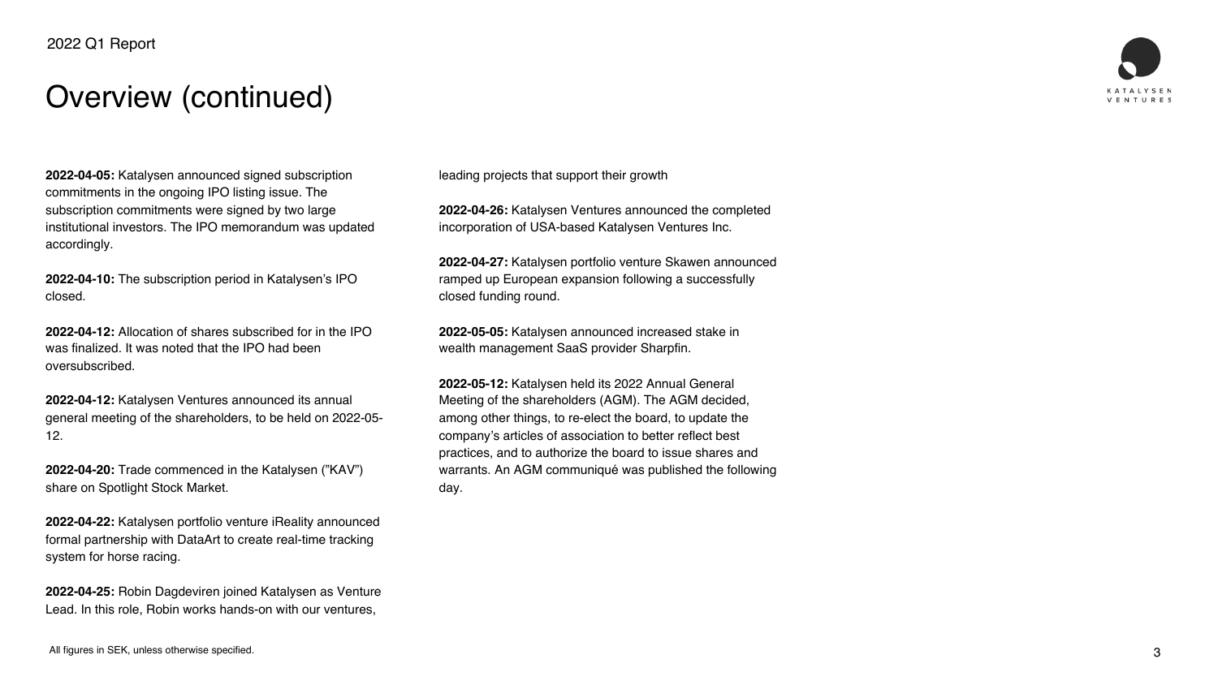# Overview (continued)

**2022-04-05:** Katalysen announced signed subscription commitments in the ongoing IPO listing issue. The subscription commitments were signed by two large institutional investors. The IPO memorandum was updated accordingly.

**2022-04-10:** The subscription period in Katalysen's IPO closed.

**2022-04-12:** Allocation of shares subscribed for in the IPO was finalized. It was noted that the IPO had been oversubscribed.

**2022-04-12:** Katalysen Ventures announced its annual general meeting of the shareholders, to be held on 2022-05-12.

**2022-04-20:** Trade commenced in the Katalysen (”KAV”) share on Spotlight Stock Market.

**2022-04-22:** Katalysen portfolio venture iReality announced formal partnership with DataArt to create real-time tracking system for horse racing.

**2022-04-25:** Robin Dagdeviren joined Katalysen as Venture Lead. In this role, Robin works hands-on with our ventures, leading projects that support their growth

**2022-04-26:** Katalysen Ventures announced the completed incorporation of USA-based Katalysen Ventures Inc.

**2022-04-27:** Katalysen portfolio venture Skawen announced ramped up European expansion following a successfully closed funding round.

**2022-05-05:** Katalysen announced increased stake in wealth management SaaS provider Sharpfin.

**2022-05-12:** Katalysen held its 2022 Annual General Meeting of the shareholders (AGM). The AGM decided, among other things, to re-elect the board, to update the company's articles of association to better reflect best practices, and to authorize the board to issue shares and warrants. An AGM communiqué was published the following day.

All figures in SEK, unless otherwise specified.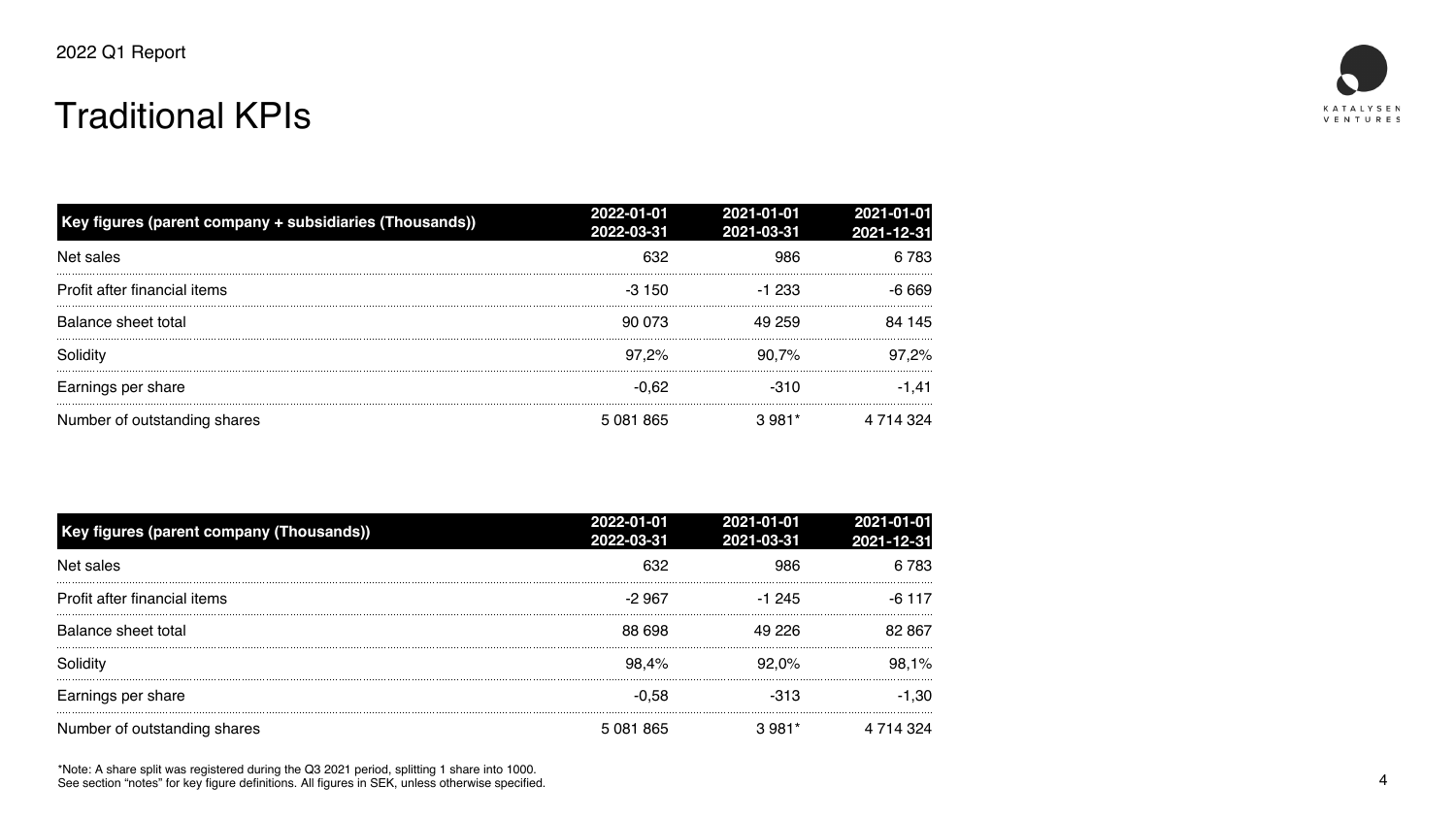# Traditional KPIs

| Key figures (parent company + subsidiaries (Thousands)) | 2022-01-01 2022-03-31 | 2021-01-01 2021-03-31 | 2021-01-01 2021-12-31 |
|---|---|---|---|
| Net sales | 632 | 986 | 6 783 |
| Profit after financial items | -3 150 | -1 233 | -6 669 |
| Balance sheet total | 90 073 | 49 259 | 84 145 |
| Solidity | 97,2% | 90,7% | 97,2% |
| Earnings per share | -0,62 | -310 | -1,41 |
| Number of outstanding shares | 5 081 865 | 3 981* | 4 714 324 |

| Key figures (parent company (Thousands)) | 2022-01-01 2022-03-31 | 2021-01-01 2021-03-31 | 2021-01-01 2021-12-31 |
|---|---|---|---|
| Net sales | 632 | 986 | 6 783 |
| Profit after financial items | -2 967 | -1 245 | -6 117 |
| Balance sheet total | 88 698 | 49 226 | 82 867 |
| Solidity | 98,4% | 92,0% | 98,1% |
| Earnings per share | -0,58 | -313 | -1,30 |
| Number of outstanding shares | 5 081 865 | 3 981* | 4 714 324 |

*Note: A share split was registered during the Q3 2021 period, splitting 1 share into 1000.
See section "notes" for key figure definitions. All figures in SEK, unless otherwise specified.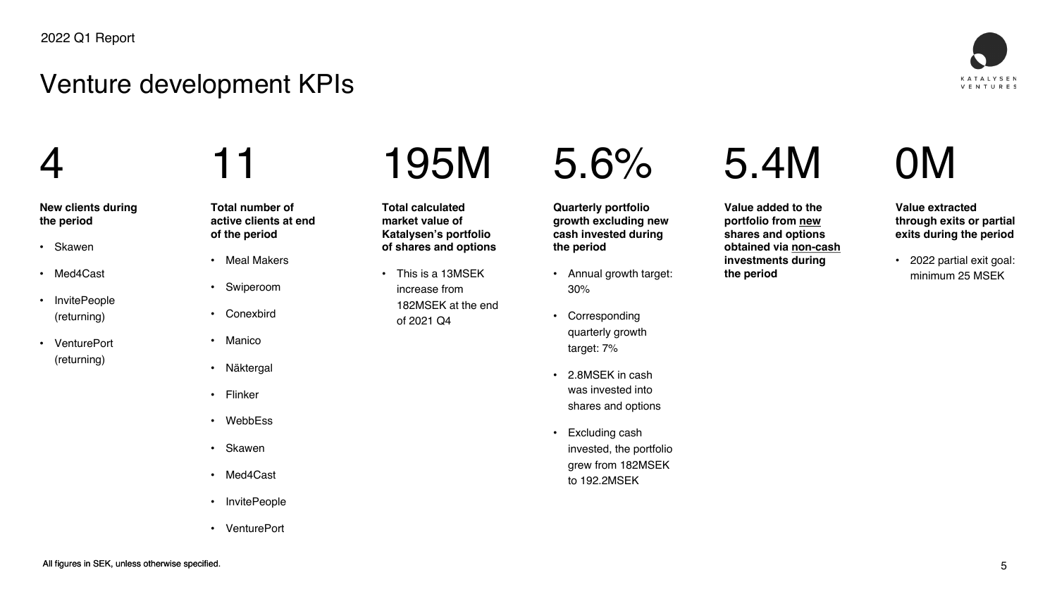# Venture development KPIs

## 4

**New clients during the period**

- Skawen
- Med4Cast
- InvitePeople (returning)
- VenturePort (returning)

## 11

**Total number of active clients at end of the period**

- Meal Makers
- Swiperoom
- Conexbird
- Manico
- Näktergal
- Flinker
- WebbEss
- Skawen
- Med4Cast
- InvitePeople
- VenturePort

## 195M

**Total calculated market value of Katalysen's portfolio of shares and options**

- This is a 13MSEK increase from 182MSEK at the end of 2021 Q4

## 5.6%

**Quarterly portfolio growth excluding new cash invested during the period**

- Annual growth target: 30%
- Corresponding quarterly growth target: 7%
- 2.8MSEK in cash was invested into shares and options
- Excluding cash invested, the portfolio grew from 182MSEK to 192.2MSEK

## 5.4M

**Value added to the portfolio from new shares and options obtained via non-cash investments during the period**

## 0M

**Value extracted through exits or partial exits during the period**

- 2022 partial exit goal: minimum 25 MSEK

All figures in SEK, unless otherwise specified.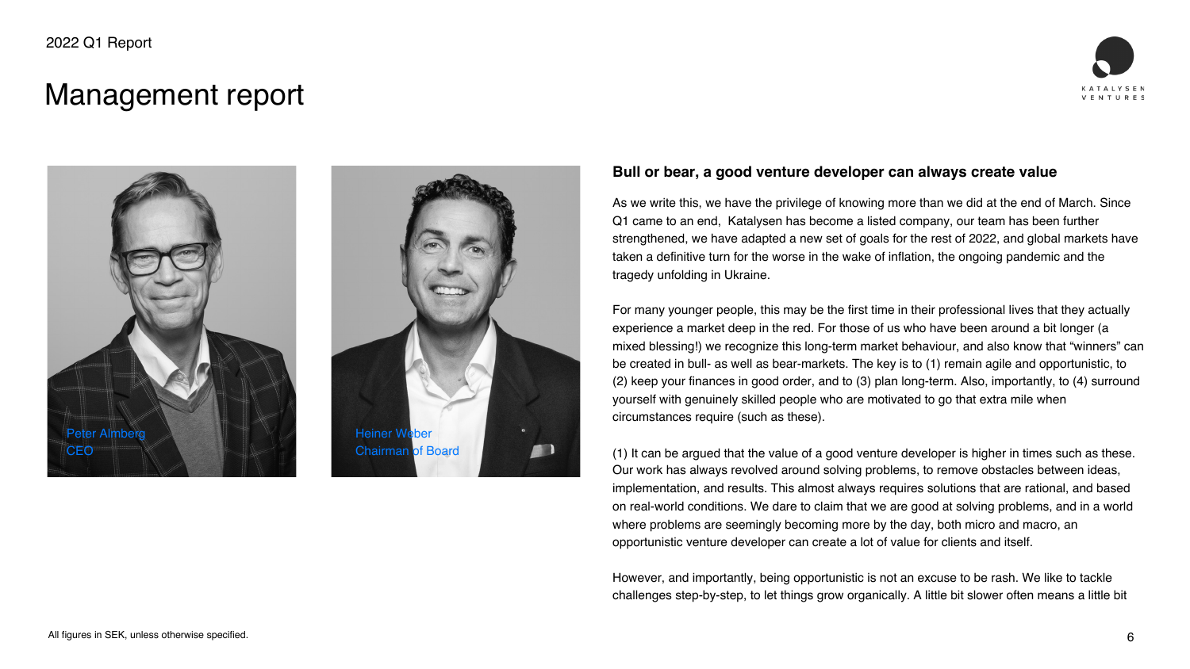# Management report

Peter Almberg
CEO

Heiner Weber
Chairman of Board

## Bull or bear, a good venture developer can always create value

As we write this, we have the privilege of knowing more than we did at the end of March. Since Q1 came to an end, Katalysen has become a listed company, our team has been further strengthened, we have adapted a new set of goals for the rest of 2022, and global markets have taken a definitive turn for the worse in the wake of inflation, the ongoing pandemic and the tragedy unfolding in Ukraine.

For many younger people, this may be the first time in their professional lives that they actually experience a market deep in the red. For those of us who have been around a bit longer (a mixed blessing!) we recognize this long-term market behaviour, and also know that "winners" can be created in bull- as well as bear-markets. The key is to (1) remain agile and opportunistic, to (2) keep your finances in good order, and to (3) plan long-term. Also, importantly, to (4) surround yourself with genuinely skilled people who are motivated to go that extra mile when circumstances require (such as these).

(1) It can be argued that the value of a good venture developer is higher in times such as these. Our work has always revolved around solving problems, to remove obstacles between ideas, implementation, and results. This almost always requires solutions that are rational, and based on real-world conditions. We dare to claim that we are good at solving problems, and in a world where problems are seemingly becoming more by the day, both micro and macro, an opportunistic venture developer can create a lot of value for clients and itself.

However, and importantly, being opportunistic is not an excuse to be rash. We like to tackle challenges step-by-step, to let things grow organically. A little bit slower often means a little bit

All figures in SEK, unless otherwise specified.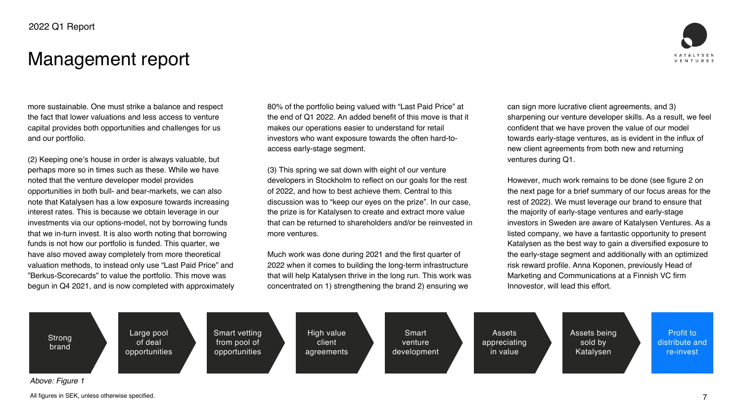# Management report

more sustainable. One must strike a balance and respect the fact that lower valuations and less access to venture capital provides both opportunities and challenges for us and our portfolio.

(2) Keeping one's house in order is always valuable, but perhaps more so in times such as these. While we have noted that the venture developer model provides opportunities in both bull- and bear-markets, we can also note that Katalysen has a low exposure towards increasing interest rates. This is because we obtain leverage in our investments via our options-model, not by borrowing funds that we in-turn invest. It is also worth noting that borrowing funds is not how our portfolio is funded. This quarter, we have also moved away completely from more theoretical valuation methods, to instead only use "Last Paid Price" and "Berkus-Scorecards" to value the portfolio. This move was begun in Q4 2021, and is now completed with approximately 80% of the portfolio being valued with "Last Paid Price" at the end of Q1 2022. An added benefit of this move is that it makes our operations easier to understand for retail investors who want exposure towards the often hard-to-access early-stage segment.

(3) This spring we sat down with eight of our venture developers in Stockholm to reflect on our goals for the rest of 2022, and how to best achieve them. Central to this discussion was to "keep our eyes on the prize". In our case, the prize is for Katalysen to create and extract more value that can be returned to shareholders and/or be reinvested in more ventures.

Much work was done during 2021 and the first quarter of 2022 when it comes to building the long-term infrastructure that will help Katalysen thrive in the long run. This work was concentrated on 1) strengthening the brand 2) ensuring we can sign more lucrative client agreements, and 3) sharpening our venture developer skills. As a result, we feel confident that we have proven the value of our model towards early-stage ventures, as is evident in the influx of new client agreements from both new and returning ventures during Q1.

However, much work remains to be done (see figure 2 on the next page for a brief summary of our focus areas for the rest of 2022). We must leverage our brand to ensure that the majority of early-stage ventures and early-stage investors in Sweden are aware of Katalysen Ventures. As a listed company, we have a fantastic opportunity to present Katalysen as the best way to gain a diversified exposure to the early-stage segment and additionally with an optimized risk reward profile. Anna Koponen, previously Head of Marketing and Communications at a Finnish VC firm Innovestor, will lead this effort.

Strong brand → Large pool of deal opportunities → Smart vetting from pool of opportunities → High value client agreements → Smart venture development → Assets appreciating in value → Assets being sold by Katalysen → Profit to distribute and re-invest

*Above: Figure 1*

All figures in SEK, unless otherwise specified.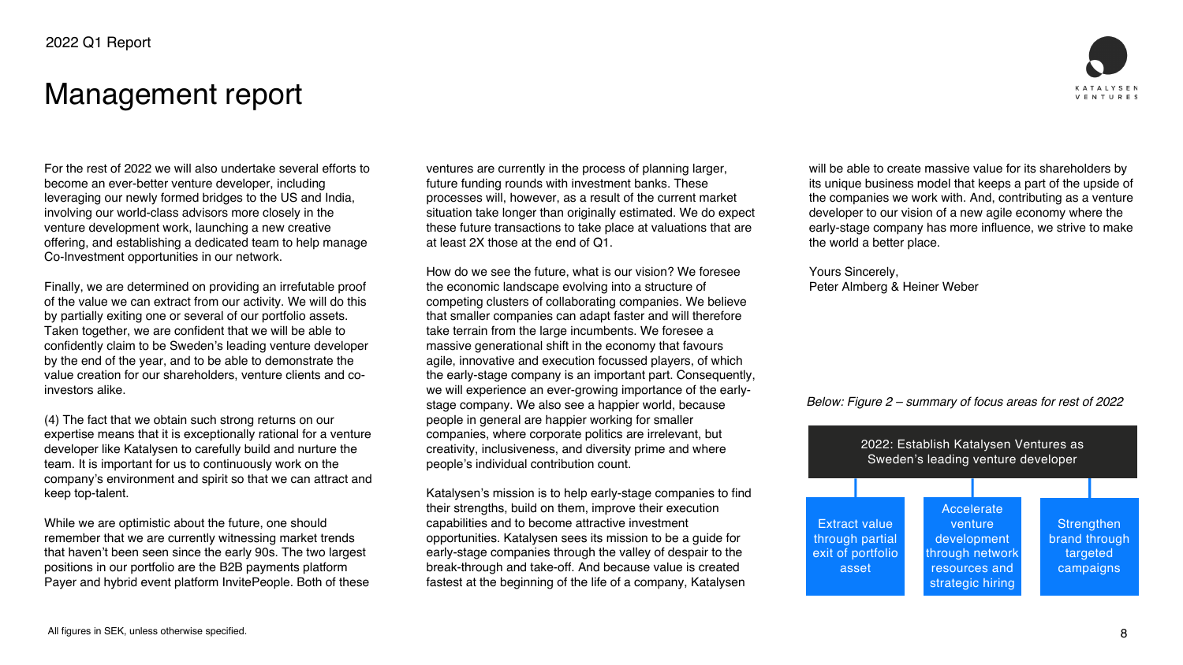# Management report

For the rest of 2022 we will also undertake several efforts to become an ever-better venture developer, including leveraging our newly formed bridges to the US and India, involving our world-class advisors more closely in the venture development work, launching a new creative offering, and establishing a dedicated team to help manage Co-Investment opportunities in our network.

Finally, we are determined on providing an irrefutable proof of the value we can extract from our activity. We will do this by partially exiting one or several of our portfolio assets. Taken together, we are confident that we will be able to confidently claim to be Sweden's leading venture developer by the end of the year, and to be able to demonstrate the value creation for our shareholders, venture clients and co-investors alike.

(4) The fact that we obtain such strong returns on our expertise means that it is exceptionally rational for a venture developer like Katalysen to carefully build and nurture the team. It is important for us to continuously work on the company's environment and spirit so that we can attract and keep top-talent.

While we are optimistic about the future, one should remember that we are currently witnessing market trends that haven't been seen since the early 90s. The two largest positions in our portfolio are the B2B payments platform Payer and hybrid event platform InvitePeople. Both of these ventures are currently in the process of planning larger, future funding rounds with investment banks. These processes will, however, as a result of the current market situation take longer than originally estimated. We do expect these future transactions to take place at valuations that are at least 2X those at the end of Q1.

How do we see the future, what is our vision? We foresee the economic landscape evolving into a structure of competing clusters of collaborating companies. We believe that smaller companies can adapt faster and will therefore take terrain from the large incumbents. We foresee a massive generational shift in the economy that favours agile, innovative and execution focussed players, of which the early-stage company is an important part. Consequently, we will experience an ever-growing importance of the early-stage company. We also see a happier world, because people in general are happier working for smaller companies, where corporate politics are irrelevant, but creativity, inclusiveness, and diversity prime and where people's individual contribution count.

Katalysen's mission is to help early-stage companies to find their strengths, build on them, improve their execution capabilities and to become attractive investment opportunities. Katalysen sees its mission to be a guide for early-stage companies through the valley of despair to the break-through and take-off. And because value is created fastest at the beginning of the life of a company, Katalysen will be able to create massive value for its shareholders by its unique business model that keeps a part of the upside of the companies we work with. And, contributing as a venture developer to our vision of a new agile economy where the early-stage company has more influence, we strive to make the world a better place.

Yours Sincerely,
Peter Almberg & Heiner Weber

*Below: Figure 2 – summary of focus areas for rest of 2022*

**2022: Establish Katalysen Ventures as Sweden's leading venture developer**

- Extract value through partial exit of portfolio asset
- Accelerate venture development through network resources and strategic hiring
- Strengthen brand through targeted campaigns

All figures in SEK, unless otherwise specified.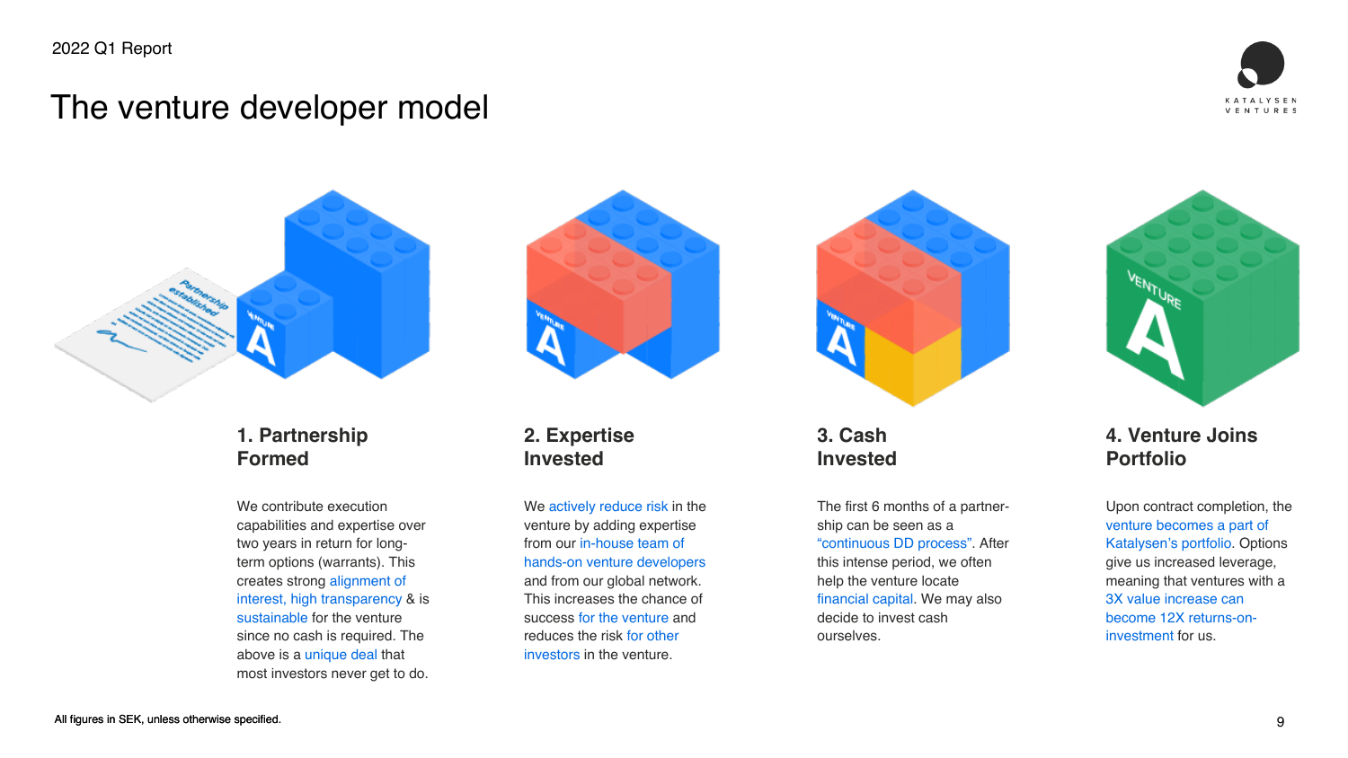# The venture developer model

### 1. Partnership Formed

We contribute execution capabilities and expertise over two years in return for long-term options (warrants). This creates strong alignment of interest, high transparency & is sustainable for the venture since no cash is required. The above is a unique deal that most investors never get to do.

### 2. Expertise Invested

We actively reduce risk in the venture by adding expertise from our in-house team of hands-on venture developers and from our global network. This increases the chance of success for the venture and reduces the risk for other investors in the venture.

### 3. Cash Invested

The first 6 months of a partnership can be seen as a "continuous DD process". After this intense period, we often help the venture locate financial capital. We may also decide to invest cash ourselves.

### 4. Venture Joins Portfolio

Upon contract completion, the venture becomes a part of Katalysen's portfolio. Options give us increased leverage, meaning that ventures with a 3X value increase can become 12X returns-on-investment for us.

All figures in SEK, unless otherwise specified.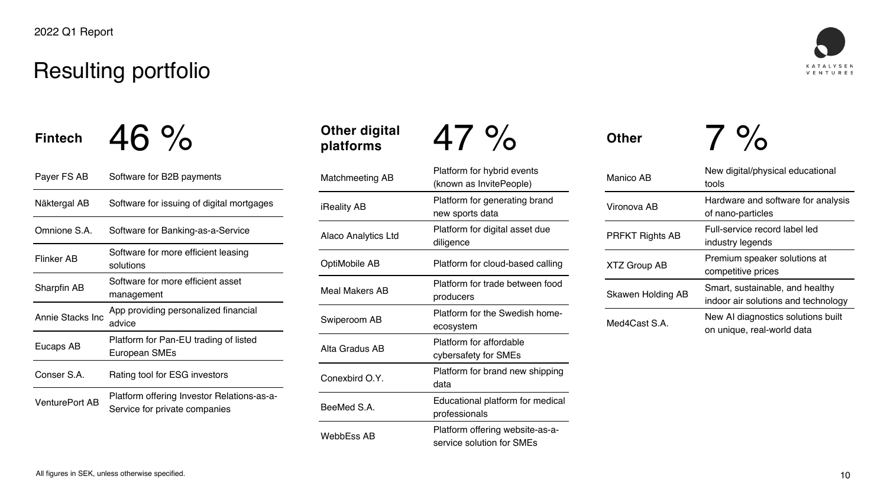# Resulting portfolio

## Fintech 46 %

| Company | Description |
|---|---|
| Payer FS AB | Software for B2B payments |
| Näktergal AB | Software for issuing of digital mortgages |
| Omnione S.A. | Software for Banking-as-a-Service |
| Flinker AB | Software for more efficient leasing solutions |
| Sharpfin AB | Software for more efficient asset management |
| Annie Stacks Inc | App providing personalized financial advice |
| Eucaps AB | Platform for Pan-EU trading of listed European SMEs |
| Conser S.A. | Rating tool for ESG investors |
| VenturePort AB | Platform offering Investor Relations-as-a-Service for private companies |

## Other digital platforms 47 %

| Company | Description |
|---|---|
| Matchmeeting AB | Platform for hybrid events (known as InvitePeople) |
| iReality AB | Platform for generating brand new sports data |
| Alaco Analytics Ltd | Platform for digital asset due diligence |
| OptiMobile AB | Platform for cloud-based calling |
| Meal Makers AB | Platform for trade between food producers |
| Swiperoom AB | Platform for the Swedish home-ecosystem |
| Alta Gradus AB | Platform for affordable cybersafety for SMEs |
| Conexbird O.Y. | Platform for brand new shipping data |
| BeeMed S.A. | Educational platform for medical professionals |
| WebbEss AB | Platform offering website-as-a-service solution for SMEs |

## Other 7 %

| Company | Description |
|---|---|
| Manico AB | New digital/physical educational tools |
| Vironova AB | Hardware and software for analysis of nano-particles |
| PRFKT Rights AB | Full-service record label led industry legends |
| XTZ Group AB | Premium speaker solutions at competitive prices |
| Skawen Holding AB | Smart, sustainable, and healthy indoor air solutions and technology |
| Med4Cast S.A. | New AI diagnostics solutions built on unique, real-world data |

All figures in SEK, unless otherwise specified.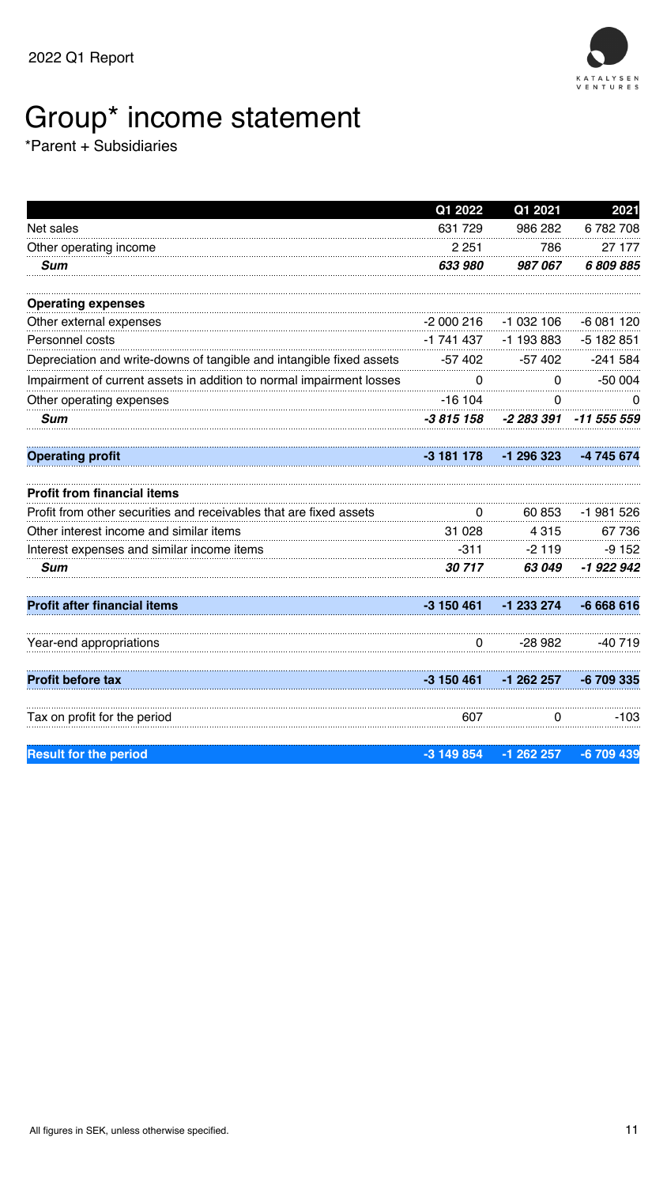# Group* income statement

*Parent + Subsidiaries

| | Q1 2022 | Q1 2021 | 2021 |
|---|---|---|---|
| Net sales | 631 729 | 986 282 | 6 782 708 |
| Other operating income | 2 251 | 786 | 27 177 |
| ***Sum*** | ***633 980*** | ***987 067*** | ***6 809 885*** |
| | | | |
| **Operating expenses** | | | |
| Other external expenses | -2 000 216 | -1 032 106 | -6 081 120 |
| Personnel costs | -1 741 437 | -1 193 883 | -5 182 851 |
| Depreciation and write-downs of tangible and intangible fixed assets | -57 402 | -57 402 | -241 584 |
| Impairment of current assets in addition to normal impairment losses | 0 | 0 | -50 004 |
| Other operating expenses | -16 104 | 0 | 0 |
| ***Sum*** | ***-3 815 158*** | ***-2 283 391*** | ***-11 555 559*** |
| | | | |
| **Operating profit** | **-3 181 178** | **-1 296 323** | **-4 745 674** |
| | | | |
| **Profit from financial items** | | | |
| Profit from other securities and receivables that are fixed assets | 0 | 60 853 | -1 981 526 |
| Other interest income and similar items | 31 028 | 4 315 | 67 736 |
| Interest expenses and similar income items | -311 | -2 119 | -9 152 |
| ***Sum*** | ***30 717*** | ***63 049*** | ***-1 922 942*** |
| | | | |
| **Profit after financial items** | **-3 150 461** | **-1 233 274** | **-6 668 616** |
| | | | |
| Year-end appropriations | 0 | -28 982 | -40 719 |
| | | | |
| **Profit before tax** | **-3 150 461** | **-1 262 257** | **-6 709 335** |
| | | | |
| Tax on profit for the period | 607 | 0 | -103 |
| | | | |
| **Result for the period** | **-3 149 854** | **-1 262 257** | **-6 709 439** |

All figures in SEK, unless otherwise specified.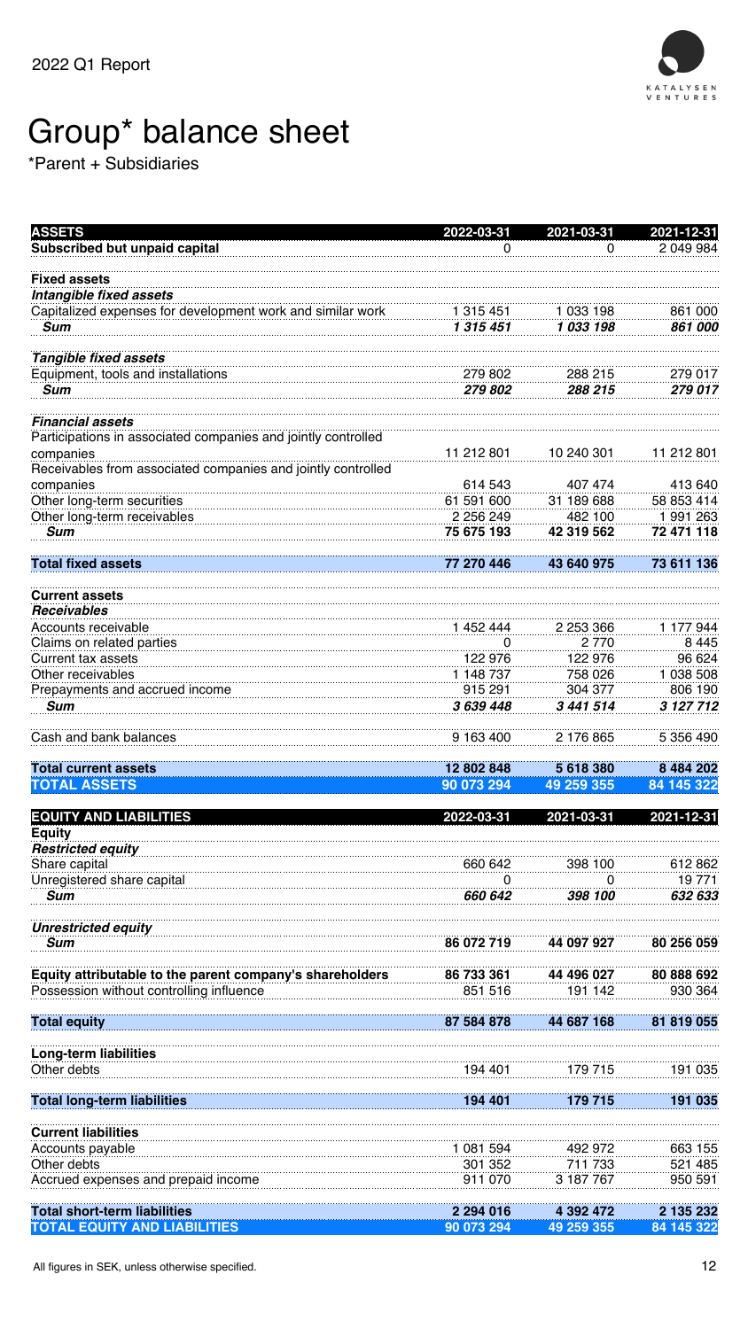# Group* balance sheet

*Parent + Subsidiaries

| ASSETS | 2022-03-31 | 2021-03-31 | 2021-12-31 |
|---|---|---|---|
| **Subscribed but unpaid capital** | 0 | 0 | 2 049 984 |
| | | | |
| **Fixed assets** | | | |
| ***Intangible fixed assets*** | | | |
| Capitalized expenses for development work and similar work | 1 315 451 | 1 033 198 | 861 000 |
| ***Sum*** | ***1 315 451*** | ***1 033 198*** | ***861 000*** |
| | | | |
| ***Tangible fixed assets*** | | | |
| Equipment, tools and installations | 279 802 | 288 215 | 279 017 |
| ***Sum*** | ***279 802*** | ***288 215*** | ***279 017*** |
| | | | |
| ***Financial assets*** | | | |
| Participations in associated companies and jointly controlled companies | 11 212 801 | 10 240 301 | 11 212 801 |
| Receivables from associated companies and jointly controlled companies | 614 543 | 407 474 | 413 640 |
| Other long-term securities | 61 591 600 | 31 189 688 | 58 853 414 |
| Other long-term receivables | 2 256 249 | 482 100 | 1 991 263 |
| ***Sum*** | **75 675 193** | **42 319 562** | **72 471 118** |
| | | | |
| **Total fixed assets** | **77 270 446** | **43 640 975** | **73 611 136** |
| | | | |
| **Current assets** | | | |
| ***Receivables*** | | | |
| Accounts receivable | 1 452 444 | 2 253 366 | 1 177 944 |
| Claims on related parties | 0 | 2 770 | 8 445 |
| Current tax assets | 122 976 | 122 976 | 96 624 |
| Other receivables | 1 148 737 | 758 026 | 1 038 508 |
| Prepayments and accrued income | 915 291 | 304 377 | 806 190 |
| ***Sum*** | ***3 639 448*** | ***3 441 514*** | ***3 127 712*** |
| | | | |
| Cash and bank balances | 9 163 400 | 2 176 865 | 5 356 490 |
| | | | |
| **Total current assets** | **12 802 848** | **5 618 380** | **8 484 202** |
| **TOTAL ASSETS** | **90 073 294** | **49 259 355** | **84 145 322** |

| EQUITY AND LIABILITIES | 2022-03-31 | 2021-03-31 | 2021-12-31 |
|---|---|---|---|
| **Equity** | | | |
| ***Restricted equity*** | | | |
| Share capital | 660 642 | 398 100 | 612 862 |
| Unregistered share capital | 0 | 0 | 19 771 |
| ***Sum*** | ***660 642*** | ***398 100*** | ***632 633*** |
| | | | |
| ***Unrestricted equity*** | | | |
| ***Sum*** | **86 072 719** | **44 097 927** | **80 256 059** |
| | | | |
| **Equity attributable to the parent company's shareholders** | **86 733 361** | **44 496 027** | **80 888 692** |
| Possession without controlling influence | 851 516 | 191 142 | 930 364 |
| | | | |
| **Total equity** | **87 584 878** | **44 687 168** | **81 819 055** |
| | | | |
| **Long-term liabilities** | | | |
| Other debts | 194 401 | 179 715 | 191 035 |
| | | | |
| **Total long-term liabilities** | **194 401** | **179 715** | **191 035** |
| | | | |
| **Current liabilities** | | | |
| Accounts payable | 1 081 594 | 492 972 | 663 155 |
| Other debts | 301 352 | 711 733 | 521 485 |
| Accrued expenses and prepaid income | 911 070 | 3 187 767 | 950 591 |
| | | | |
| **Total short-term liabilities** | **2 294 016** | **4 392 472** | **2 135 232** |
| **TOTAL EQUITY AND LIABILITIES** | **90 073 294** | **49 259 355** | **84 145 322** |

All figures in SEK, unless otherwise specified.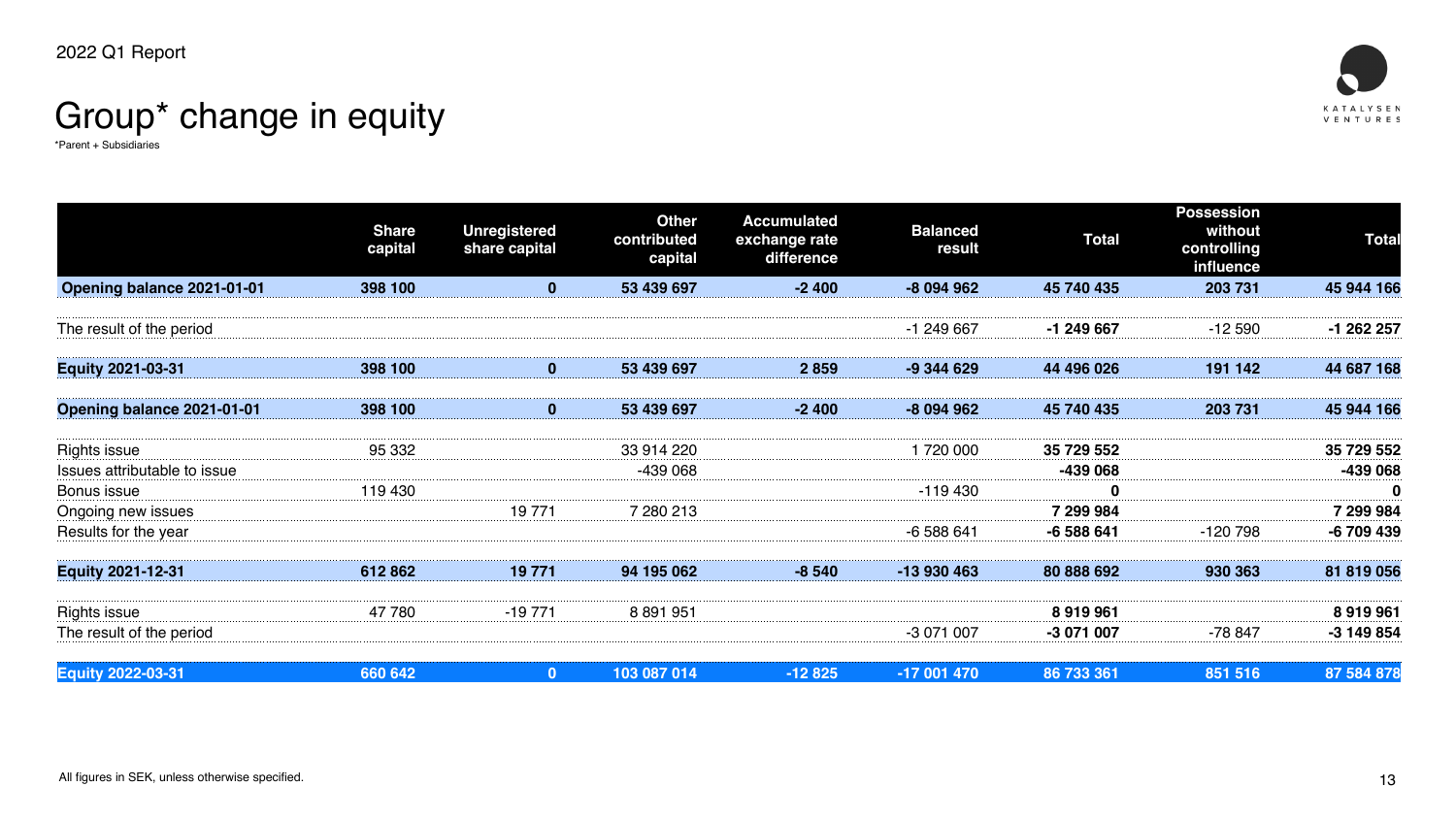# Group* change in equity

*Parent + Subsidiaries

| | Share capital | Unregistered share capital | Other contributed capital | Accumulated exchange rate difference | Balanced result | Total | Possession without controlling influence | Total |
|---|---|---|---|---|---|---|---|---|
| **Opening balance 2021-01-01** | **398 100** | **0** | **53 439 697** | **-2 400** | **-8 094 962** | **45 740 435** | **203 731** | **45 944 166** |
| The result of the period | | | | | -1 249 667 | **-1 249 667** | -12 590 | **-1 262 257** |
| **Equity 2021-03-31** | **398 100** | **0** | **53 439 697** | **2 859** | **-9 344 629** | **44 496 026** | **191 142** | **44 687 168** |
| **Opening balance 2021-01-01** | **398 100** | **0** | **53 439 697** | **-2 400** | **-8 094 962** | **45 740 435** | **203 731** | **45 944 166** |
| Rights issue | 95 332 | | 33 914 220 | | 1 720 000 | **35 729 552** | | **35 729 552** |
| Issues attributable to issue | | | -439 068 | | | **-439 068** | | **-439 068** |
| Bonus issue | 119 430 | | | | -119 430 | **0** | | **0** |
| Ongoing new issues | | 19 771 | 7 280 213 | | | **7 299 984** | | **7 299 984** |
| Results for the year | | | | | -6 588 641 | **-6 588 641** | -120 798 | **-6 709 439** |
| **Equity 2021-12-31** | **612 862** | **19 771** | **94 195 062** | **-8 540** | **-13 930 463** | **80 888 692** | **930 363** | **81 819 056** |
| Rights issue | 47 780 | -19 771 | 8 891 951 | | | **8 919 961** | | **8 919 961** |
| The result of the period | | | | | -3 071 007 | **-3 071 007** | -78 847 | **-3 149 854** |
| **Equity 2022-03-31** | **660 642** | **0** | **103 087 014** | **-12 825** | **-17 001 470** | **86 733 361** | **851 516** | **87 584 878** |

All figures in SEK, unless otherwise specified.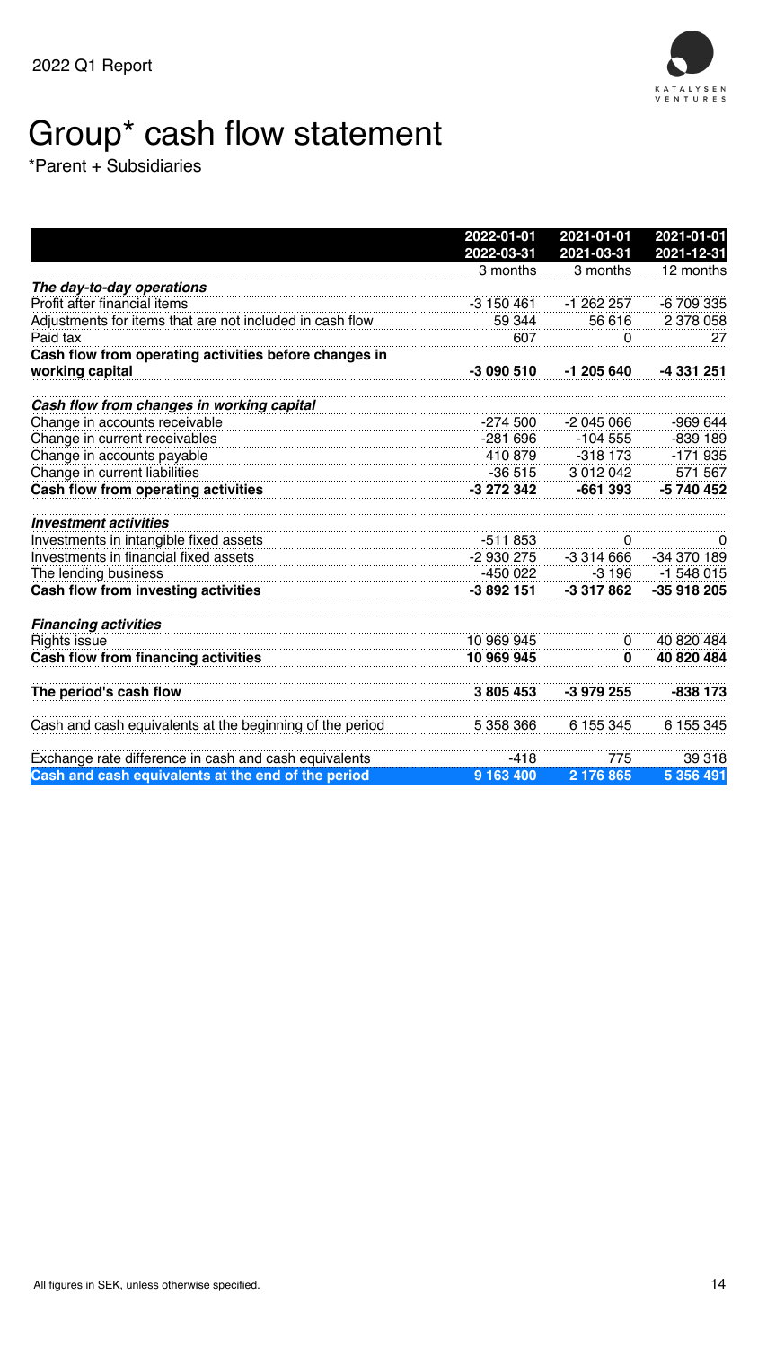# Group* cash flow statement

*Parent + Subsidiaries

| | 2022-01-01<br>2022-03-31 | 2021-01-01<br>2021-03-31 | 2021-01-01<br>2021-12-31 |
|---|---|---|---|
| | 3 months | 3 months | 12 months |
| ***The day-to-day operations*** | | | |
| Profit after financial items | -3 150 461 | -1 262 257 | -6 709 335 |
| Adjustments for items that are not included in cash flow | 59 344 | 56 616 | 2 378 058 |
| Paid tax | 607 | 0 | 27 |
| **Cash flow from operating activities before changes in working capital** | **-3 090 510** | **-1 205 640** | **-4 331 251** |
| ***Cash flow from changes in working capital*** | | | |
| Change in accounts receivable | -274 500 | -2 045 066 | -969 644 |
| Change in current receivables | -281 696 | -104 555 | -839 189 |
| Change in accounts payable | 410 879 | -318 173 | -171 935 |
| Change in current liabilities | -36 515 | 3 012 042 | 571 567 |
| **Cash flow from operating activities** | **-3 272 342** | **-661 393** | **-5 740 452** |
| ***Investment activities*** | | | |
| Investments in intangible fixed assets | -511 853 | 0 | 0 |
| Investments in financial fixed assets | -2 930 275 | -3 314 666 | -34 370 189 |
| The lending business | -450 022 | -3 196 | -1 548 015 |
| **Cash flow from investing activities** | **-3 892 151** | **-3 317 862** | **-35 918 205** |
| ***Financing activities*** | | | |
| Rights issue | 10 969 945 | 0 | 40 820 484 |
| **Cash flow from financing activities** | **10 969 945** | **0** | **40 820 484** |
| **The period's cash flow** | **3 805 453** | **-3 979 255** | **-838 173** |
| Cash and cash equivalents at the beginning of the period | 5 358 366 | 6 155 345 | 6 155 345 |
| Exchange rate difference in cash and cash equivalents | -418 | 775 | 39 318 |
| **Cash and cash equivalents at the end of the period** | **9 163 400** | **2 176 865** | **5 356 491** |

All figures in SEK, unless otherwise specified.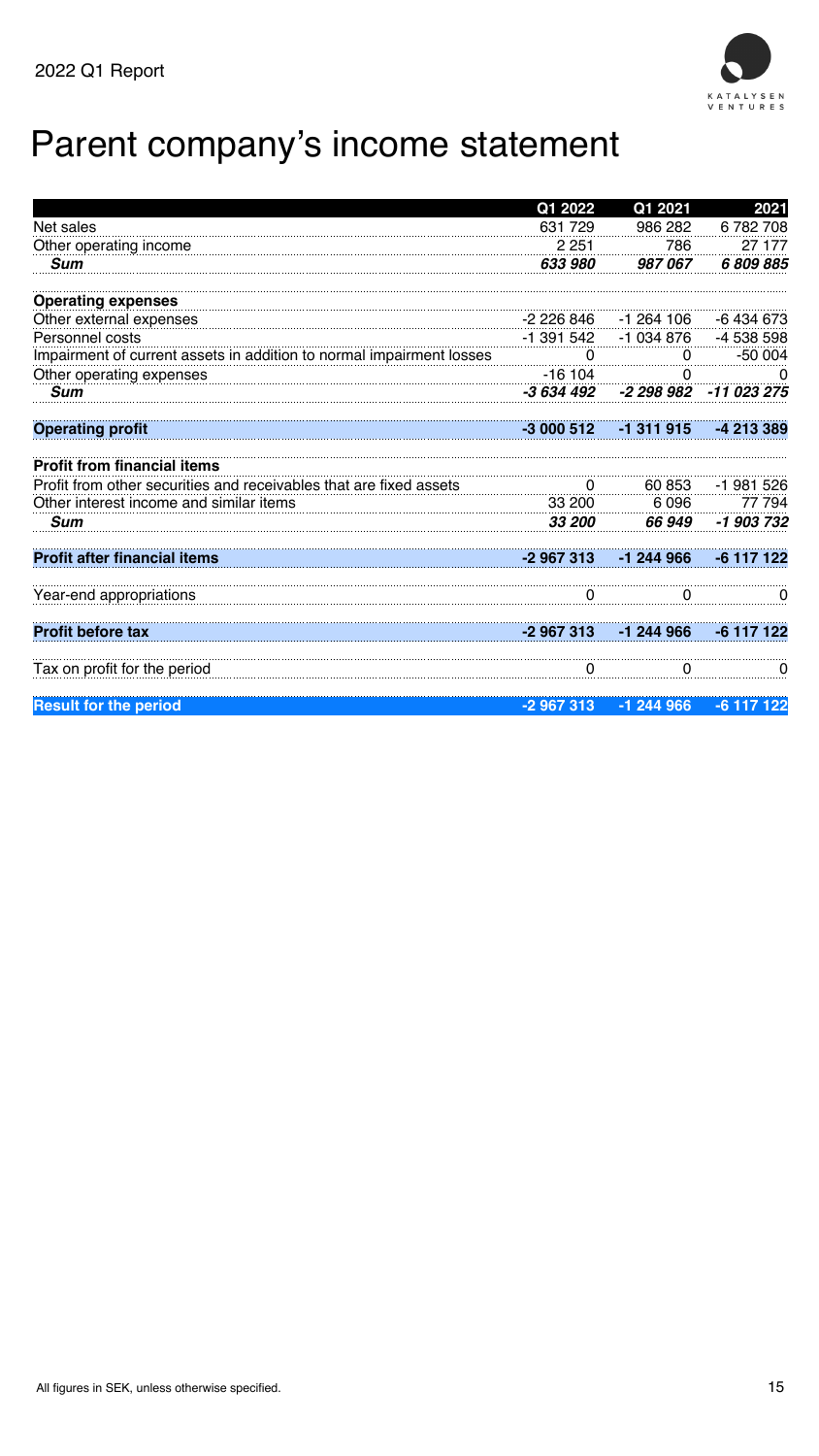# Parent company's income statement

| | Q1 2022 | Q1 2021 | 2021 |
|---|---|---|---|
| Net sales | 631 729 | 986 282 | 6 782 708 |
| Other operating income | 2 251 | 786 | 27 177 |
| ***Sum*** | ***633 980*** | ***987 067*** | ***6 809 885*** |
| **Operating expenses** | | | |
| Other external expenses | -2 226 846 | -1 264 106 | -6 434 673 |
| Personnel costs | -1 391 542 | -1 034 876 | -4 538 598 |
| Impairment of current assets in addition to normal impairment losses | 0 | 0 | -50 004 |
| Other operating expenses | -16 104 | 0 | 0 |
| ***Sum*** | ***-3 634 492*** | ***-2 298 982*** | ***-11 023 275*** |
| **Operating profit** | **-3 000 512** | **-1 311 915** | **-4 213 389** |
| **Profit from financial items** | | | |
| Profit from other securities and receivables that are fixed assets | 0 | 60 853 | -1 981 526 |
| Other interest income and similar items | 33 200 | 6 096 | 77 794 |
| ***Sum*** | ***33 200*** | ***66 949*** | ***-1 903 732*** |
| **Profit after financial items** | **-2 967 313** | **-1 244 966** | **-6 117 122** |
| Year-end appropriations | 0 | 0 | 0 |
| **Profit before tax** | **-2 967 313** | **-1 244 966** | **-6 117 122** |
| Tax on profit for the period | 0 | 0 | 0 |
| **Result for the period** | **-2 967 313** | **-1 244 966** | **-6 117 122** |

All figures in SEK, unless otherwise specified.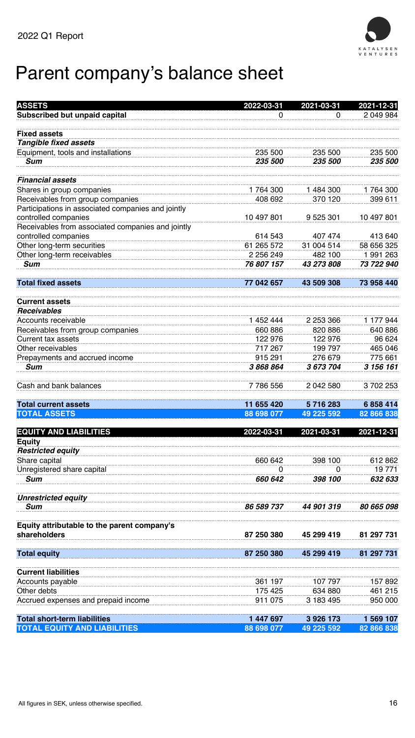# Parent company's balance sheet

| ASSETS | 2022-03-31 | 2021-03-31 | 2021-12-31 |
|---|---|---|---|
| **Subscribed but unpaid capital** | 0 | 0 | 2 049 984 |
| | | | |
| **Fixed assets** | | | |
| ***Tangible fixed assets*** | | | |
| Equipment, tools and installations | 235 500 | 235 500 | 235 500 |
| ***Sum*** | ***235 500*** | ***235 500*** | ***235 500*** |
| | | | |
| ***Financial assets*** | | | |
| Shares in group companies | 1 764 300 | 1 484 300 | 1 764 300 |
| Receivables from group companies | 408 692 | 370 120 | 399 611 |
| Participations in associated companies and jointly controlled companies | 10 497 801 | 9 525 301 | 10 497 801 |
| Receivables from associated companies and jointly controlled companies | 614 543 | 407 474 | 413 640 |
| Other long-term securities | 61 265 572 | 31 004 514 | 58 656 325 |
| Other long-term receivables | 2 256 249 | 482 100 | 1 991 263 |
| ***Sum*** | ***76 807 157*** | ***43 273 808*** | ***73 722 940*** |
| | | | |
| **Total fixed assets** | **77 042 657** | **43 509 308** | **73 958 440** |
| | | | |
| **Current assets** | | | |
| ***Receivables*** | | | |
| Accounts receivable | 1 452 444 | 2 253 366 | 1 177 944 |
| Receivables from group companies | 660 886 | 820 886 | 640 886 |
| Current tax assets | 122 976 | 122 976 | 96 624 |
| Other receivables | 717 267 | 199 797 | 465 046 |
| Prepayments and accrued income | 915 291 | 276 679 | 775 661 |
| ***Sum*** | ***3 868 864*** | ***3 673 704*** | ***3 156 161*** |
| | | | |
| Cash and bank balances | 7 786 556 | 2 042 580 | 3 702 253 |
| | | | |
| **Total current assets** | **11 655 420** | **5 716 283** | **6 858 414** |
| **TOTAL ASSETS** | **88 698 077** | **49 225 592** | **82 866 838** |

| EQUITY AND LIABILITIES | 2022-03-31 | 2021-03-31 | 2021-12-31 |
|---|---|---|---|
| **Equity** | | | |
| ***Restricted equity*** | | | |
| Share capital | 660 642 | 398 100 | 612 862 |
| Unregistered share capital | 0 | 0 | 19 771 |
| ***Sum*** | ***660 642*** | ***398 100*** | ***632 633*** |
| | | | |
| ***Unrestricted equity*** | | | |
| ***Sum*** | ***86 589 737*** | ***44 901 319*** | ***80 665 098*** |
| | | | |
| **Equity attributable to the parent company's shareholders** | **87 250 380** | **45 299 419** | **81 297 731** |
| | | | |
| **Total equity** | **87 250 380** | **45 299 419** | **81 297 731** |
| | | | |
| **Current liabilities** | | | |
| Accounts payable | 361 197 | 107 797 | 157 892 |
| Other debts | 175 425 | 634 880 | 461 215 |
| Accrued expenses and prepaid income | 911 075 | 3 183 495 | 950 000 |
| | | | |
| **Total short-term liabilities** | **1 447 697** | **3 926 173** | **1 569 107** |
| **TOTAL EQUITY AND LIABILITIES** | **88 698 077** | **49 225 592** | **82 866 838** |

All figures in SEK, unless otherwise specified.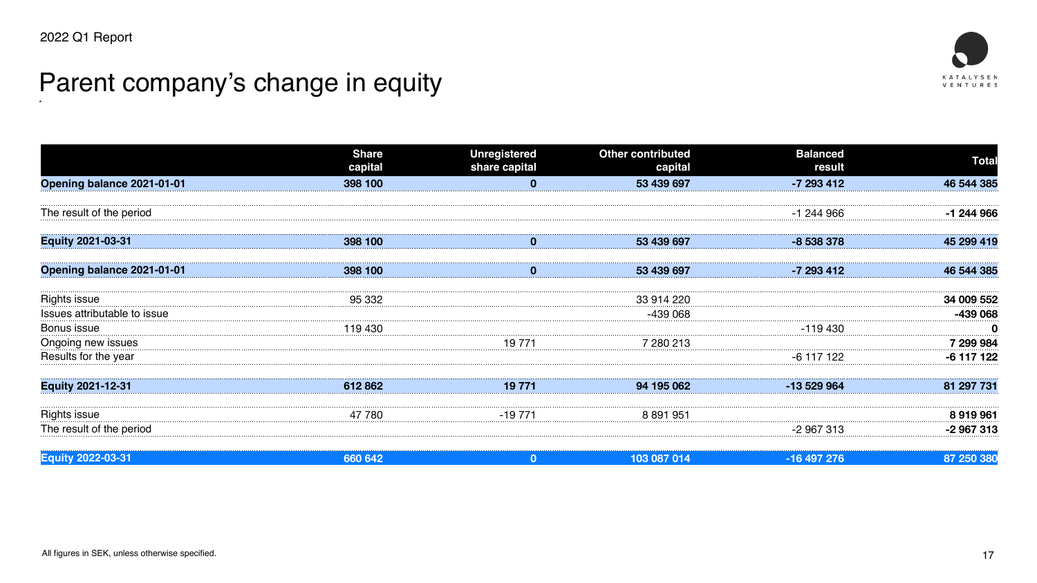# Parent company's change in equity

| | Share capital | Unregistered share capital | Other contributed capital | Balanced result | Total |
|---|---|---|---|---|---|
| **Opening balance 2021-01-01** | **398 100** | **0** | **53 439 697** | **-7 293 412** | **46 544 385** |
| The result of the period | | | | -1 244 966 | **-1 244 966** |
| **Equity 2021-03-31** | **398 100** | **0** | **53 439 697** | **-8 538 378** | **45 299 419** |
| **Opening balance 2021-01-01** | **398 100** | **0** | **53 439 697** | **-7 293 412** | **46 544 385** |
| Rights issue | 95 332 | | 33 914 220 | | **34 009 552** |
| Issues attributable to issue | | | -439 068 | | **-439 068** |
| Bonus issue | 119 430 | | | -119 430 | **0** |
| Ongoing new issues | | 19 771 | 7 280 213 | | **7 299 984** |
| Results for the year | | | | -6 117 122 | **-6 117 122** |
| **Equity 2021-12-31** | **612 862** | **19 771** | **94 195 062** | **-13 529 964** | **81 297 731** |
| Rights issue | 47 780 | -19 771 | 8 891 951 | | **8 919 961** |
| The result of the period | | | | -2 967 313 | **-2 967 313** |
| **Equity 2022-03-31** | **660 642** | **0** | **103 087 014** | **-16 497 276** | **87 250 380** |

All figures in SEK, unless otherwise specified.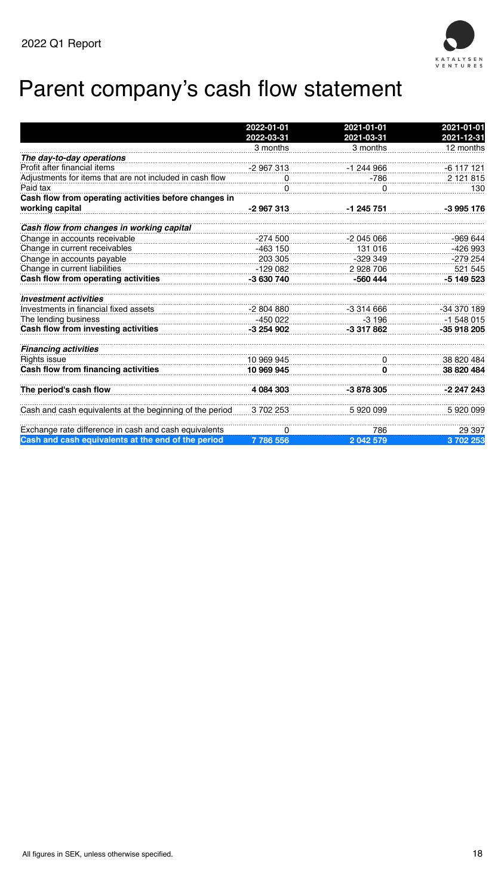# Parent company's cash flow statement

| | 2022-01-01 2022-03-31 | 2021-01-01 2021-03-31 | 2021-01-01 2021-12-31 |
|---|---|---|---|
| | 3 months | 3 months | 12 months |
| ***The day-to-day operations*** | | | |
| Profit after financial items | -2 967 313 | -1 244 966 | -6 117 121 |
| Adjustments for items that are not included in cash flow | 0 | -786 | 2 121 815 |
| Paid tax | 0 | 0 | 130 |
| **Cash flow from operating activities before changes in working capital** | **-2 967 313** | **-1 245 751** | **-3 995 176** |
| ***Cash flow from changes in working capital*** | | | |
| Change in accounts receivable | -274 500 | -2 045 066 | -969 644 |
| Change in current receivables | -463 150 | 131 016 | -426 993 |
| Change in accounts payable | 203 305 | -329 349 | -279 254 |
| Change in current liabilities | -129 082 | 2 928 706 | 521 545 |
| **Cash flow from operating activities** | **-3 630 740** | **-560 444** | **-5 149 523** |
| ***Investment activities*** | | | |
| Investments in financial fixed assets | -2 804 880 | -3 314 666 | -34 370 189 |
| The lending business | -450 022 | -3 196 | -1 548 015 |
| **Cash flow from investing activities** | **-3 254 902** | **-3 317 862** | **-35 918 205** |
| ***Financing activities*** | | | |
| Rights issue | 10 969 945 | 0 | 38 820 484 |
| **Cash flow from financing activities** | **10 969 945** | **0** | **38 820 484** |
| **The period's cash flow** | **4 084 303** | **-3 878 305** | **-2 247 243** |
| Cash and cash equivalents at the beginning of the period | 3 702 253 | 5 920 099 | 5 920 099 |
| Exchange rate difference in cash and cash equivalents | 0 | 786 | 29 397 |
| **Cash and cash equivalents at the end of the period** | **7 786 556** | **2 042 579** | **3 702 253** |

All figures in SEK, unless otherwise specified.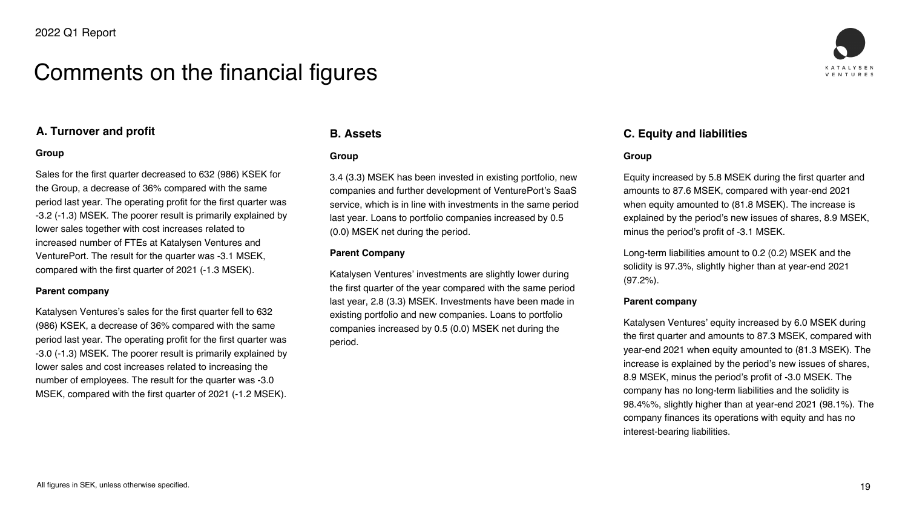# Comments on the financial figures

## A. Turnover and profit

**Group**

Sales for the first quarter decreased to 632 (986) KSEK for the Group, a decrease of 36% compared with the same period last year. The operating profit for the first quarter was -3.2 (-1.3) MSEK. The poorer result is primarily explained by lower sales together with cost increases related to increased number of FTEs at Katalysen Ventures and VenturePort. The result for the quarter was -3.1 MSEK, compared with the first quarter of 2021 (-1.3 MSEK).

**Parent company**

Katalysen Ventures's sales for the first quarter fell to 632 (986) KSEK, a decrease of 36% compared with the same period last year. The operating profit for the first quarter was -3.0 (-1.3) MSEK. The poorer result is primarily explained by lower sales and cost increases related to increasing the number of employees. The result for the quarter was -3.0 MSEK, compared with the first quarter of 2021 (-1.2 MSEK).

## B. Assets

**Group**

3.4 (3.3) MSEK has been invested in existing portfolio, new companies and further development of VenturePort's SaaS service, which is in line with investments in the same period last year. Loans to portfolio companies increased by 0.5 (0.0) MSEK net during the period.

**Parent Company**

Katalysen Ventures' investments are slightly lower during the first quarter of the year compared with the same period last year, 2.8 (3.3) MSEK. Investments have been made in existing portfolio and new companies. Loans to portfolio companies increased by 0.5 (0.0) MSEK net during the period.

## C. Equity and liabilities

**Group**

Equity increased by 5.8 MSEK during the first quarter and amounts to 87.6 MSEK, compared with year-end 2021 when equity amounted to (81.8 MSEK). The increase is explained by the period's new issues of shares, 8.9 MSEK, minus the period's profit of -3.1 MSEK.

Long-term liabilities amount to 0.2 (0.2) MSEK and the solidity is 97.3%, slightly higher than at year-end 2021 (97.2%).

**Parent company**

Katalysen Ventures' equity increased by 6.0 MSEK during the first quarter and amounts to 87.3 MSEK, compared with year-end 2021 when equity amounted to (81.3 MSEK). The increase is explained by the period's new issues of shares, 8.9 MSEK, minus the period's profit of -3.0 MSEK. The company has no long-term liabilities and the solidity is 98.4%%, slightly higher than at year-end 2021 (98.1%). The company finances its operations with equity and has no interest-bearing liabilities.

All figures in SEK, unless otherwise specified.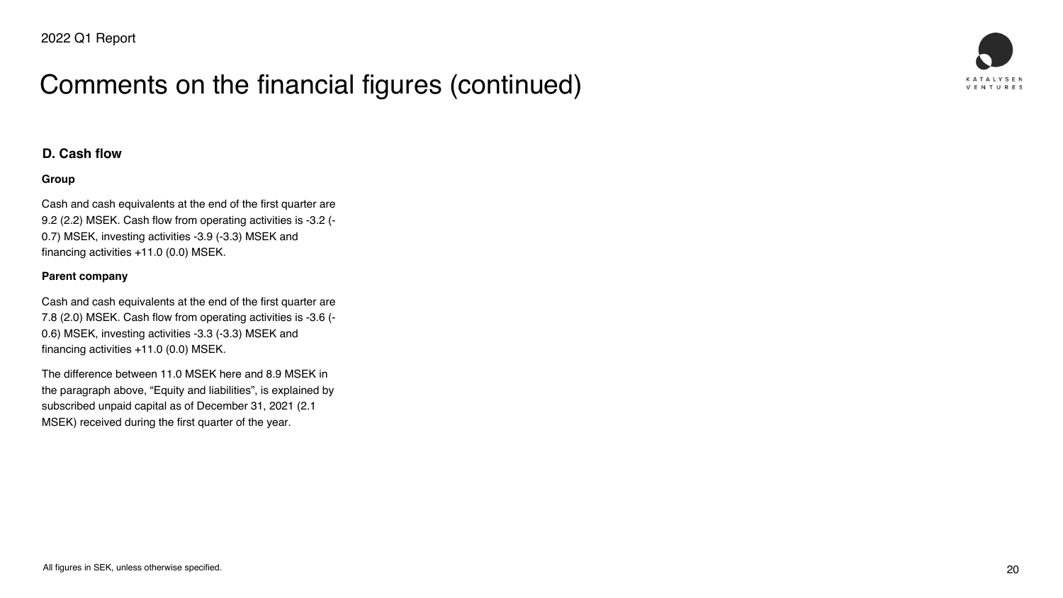# Comments on the financial figures (continued)

### D. Cash flow

**Group**

Cash and cash equivalents at the end of the first quarter are 9.2 (2.2) MSEK. Cash flow from operating activities is -3.2 (-0.7) MSEK, investing activities -3.9 (-3.3) MSEK and financing activities +11.0 (0.0) MSEK.

**Parent company**

Cash and cash equivalents at the end of the first quarter are 7.8 (2.0) MSEK. Cash flow from operating activities is -3.6 (-0.6) MSEK, investing activities -3.3 (-3.3) MSEK and financing activities +11.0 (0.0) MSEK.

The difference between 11.0 MSEK here and 8.9 MSEK in the paragraph above, "Equity and liabilities", is explained by subscribed unpaid capital as of December 31, 2021 (2.1 MSEK) received during the first quarter of the year.

All figures in SEK, unless otherwise specified.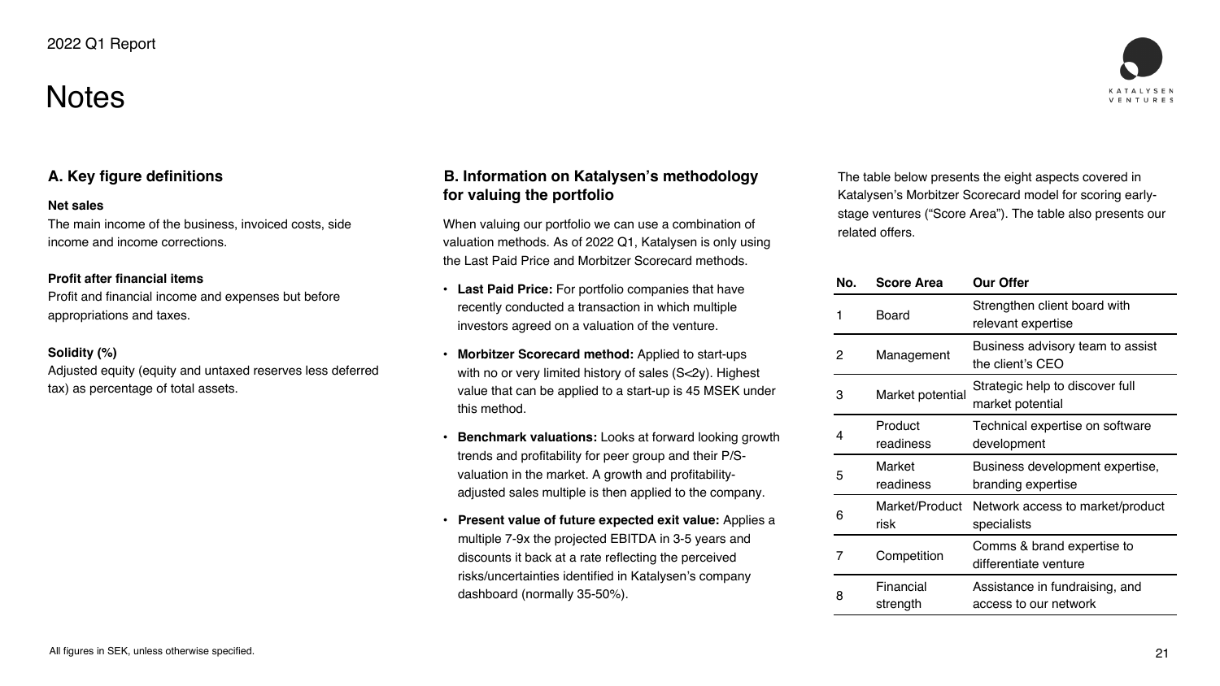# Notes

## A. Key figure definitions

**Net sales**
The main income of the business, invoiced costs, side income and income corrections.

**Profit after financial items**
Profit and financial income and expenses but before appropriations and taxes.

**Solidity (%)**
Adjusted equity (equity and untaxed reserves less deferred tax) as percentage of total assets.

## B. Information on Katalysen's methodology for valuing the portfolio

When valuing our portfolio we can use a combination of valuation methods. As of 2022 Q1, Katalysen is only using the Last Paid Price and Morbitzer Scorecard methods.

- **Last Paid Price:** For portfolio companies that have recently conducted a transaction in which multiple investors agreed on a valuation of the venture.
- **Morbitzer Scorecard method:** Applied to start-ups with no or very limited history of sales (S<2y). Highest value that can be applied to a start-up is 45 MSEK under this method.
- **Benchmark valuations:** Looks at forward looking growth trends and profitability for peer group and their P/S-valuation in the market. A growth and profitability-adjusted sales multiple is then applied to the company.
- **Present value of future expected exit value:** Applies a multiple 7-9x the projected EBITDA in 3-5 years and discounts it back at a rate reflecting the perceived risks/uncertainties identified in Katalysen's company dashboard (normally 35-50%).

The table below presents the eight aspects covered in Katalysen's Morbitzer Scorecard model for scoring early-stage ventures ("Score Area"). The table also presents our related offers.

| No. | Score Area | Our Offer |
|---|---|---|
| 1 | Board | Strengthen client board with relevant expertise |
| 2 | Management | Business advisory team to assist the client's CEO |
| 3 | Market potential | Strategic help to discover full market potential |
| 4 | Product readiness | Technical expertise on software development |
| 5 | Market readiness | Business development expertise, branding expertise |
| 6 | Market/Product risk | Network access to market/product specialists |
| 7 | Competition | Comms & brand expertise to differentiate venture |
| 8 | Financial strength | Assistance in fundraising, and access to our network |

All figures in SEK, unless otherwise specified.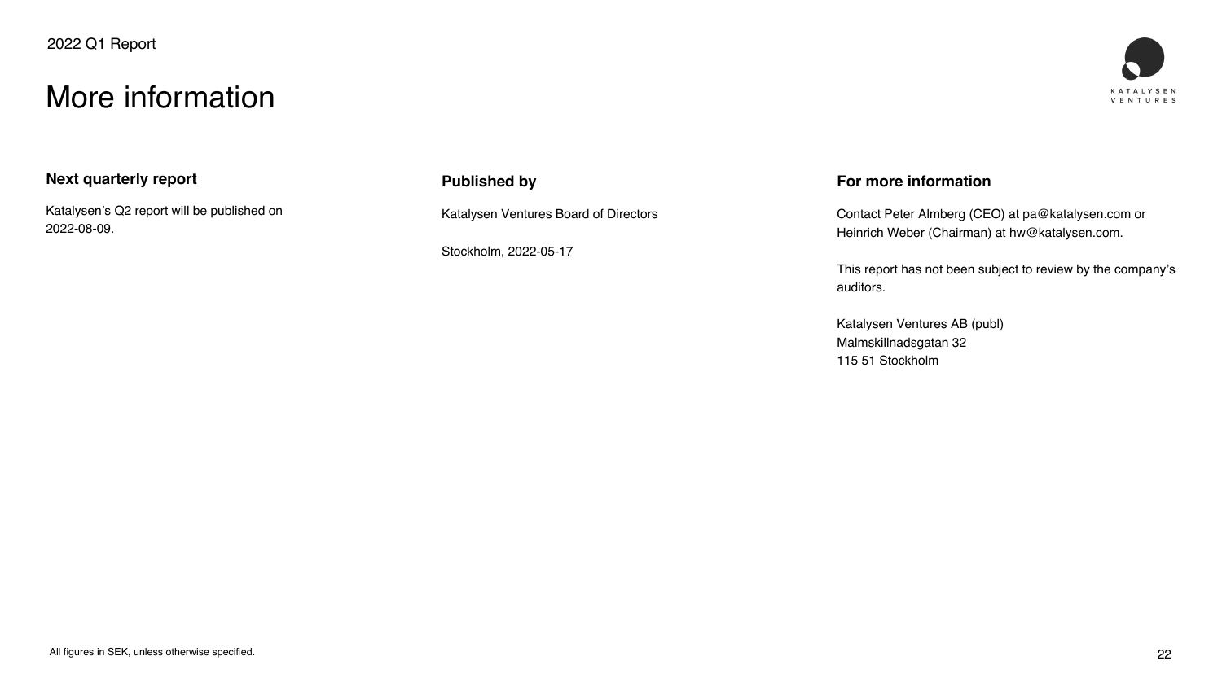# More information

### Next quarterly report

Katalysen's Q2 report will be published on 2022-08-09.

### Published by

Katalysen Ventures Board of Directors

Stockholm, 2022-05-17

### For more information

Contact Peter Almberg (CEO) at pa@katalysen.com or Heinrich Weber (Chairman) at hw@katalysen.com.

This report has not been subject to review by the company's auditors.

Katalysen Ventures AB (publ)
Malmskillnadsgatan 32
115 51 Stockholm

All figures in SEK, unless otherwise specified.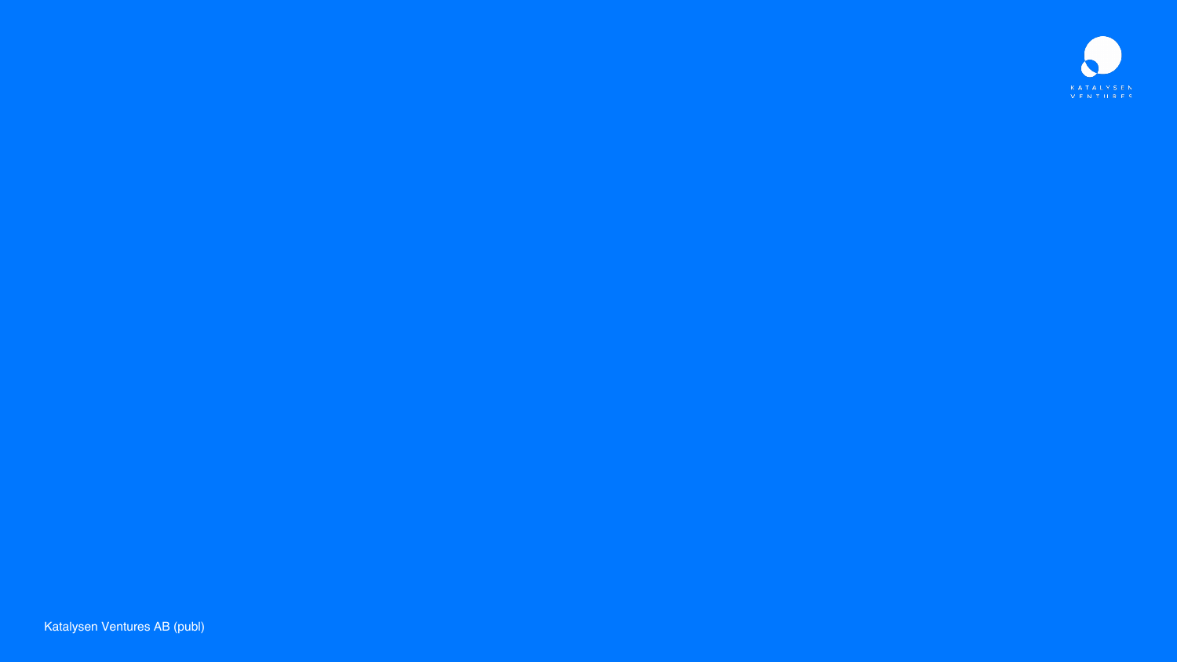KATALYSEN VENTURES

Katalysen Ventures AB (publ)